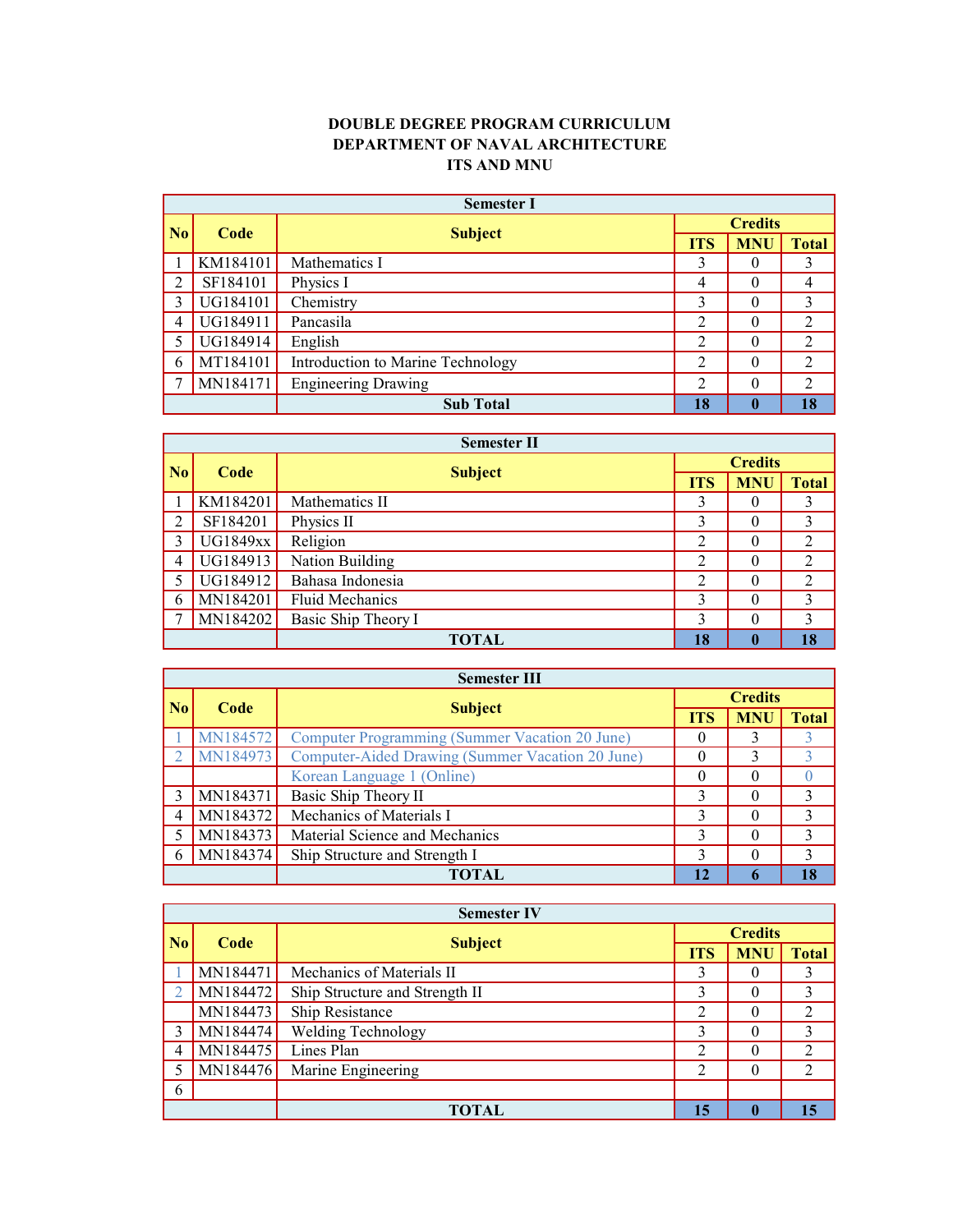**DOUBLE DEGREE PROGRAM CURRICULUM**
**DEPARTMENT OF NAVAL ARCHITECTURE**
**ITS AND MNU**

| Semester I | | | | | |
|---|---|---|---|---|---|
| **No** | **Code** | **Subject** | **Credits** | | |
| | | | **ITS** | **MNU** | **Total** |
| 1 | KM184101 | Mathematics I | 3 | 0 | 3 |
| 2 | SF184101 | Physics I | 4 | 0 | 4 |
| 3 | UG184101 | Chemistry | 3 | 0 | 3 |
| 4 | UG184911 | Pancasila | 2 | 0 | 2 |
| 5 | UG184914 | English | 2 | 0 | 2 |
| 6 | MT184101 | Introduction to Marine Technology | 2 | 0 | 2 |
| 7 | MN184171 | Engineering Drawing | 2 | 0 | 2 |
| | | **Sub Total** | **18** | **0** | **18** |

| Semester II | | | | | |
|---|---|---|---|---|---|
| **No** | **Code** | **Subject** | **Credits** | | |
| | | | **ITS** | **MNU** | **Total** |
| 1 | KM184201 | Mathematics II | 3 | 0 | 3 |
| 2 | SF184201 | Physics II | 3 | 0 | 3 |
| 3 | UG1849xx | Religion | 2 | 0 | 2 |
| 4 | UG184913 | Nation Building | 2 | 0 | 2 |
| 5 | UG184912 | Bahasa Indonesia | 2 | 0 | 2 |
| 6 | MN184201 | Fluid Mechanics | 3 | 0 | 3 |
| 7 | MN184202 | Basic Ship Theory I | 3 | 0 | 3 |
| | | **TOTAL** | **18** | **0** | **18** |

| Semester III | | | | | |
|---|---|---|---|---|---|
| **No** | **Code** | **Subject** | **Credits** | | |
| | | | **ITS** | **MNU** | **Total** |
| 1 | MN184572 | Computer Programming (Summer Vacation 20 June) | 0 | 3 | 3 |
| 2 | MN184973 | Computer-Aided Drawing (Summer Vacation 20 June) | 0 | 3 | 3 |
| | | Korean Language 1 (Online) | 0 | 0 | 0 |
| 3 | MN184371 | Basic Ship Theory II | 3 | 0 | 3 |
| 4 | MN184372 | Mechanics of Materials I | 3 | 0 | 3 |
| 5 | MN184373 | Material Science and Mechanics | 3 | 0 | 3 |
| 6 | MN184374 | Ship Structure and Strength I | 3 | 0 | 3 |
| | | **TOTAL** | **12** | **6** | **18** |

| Semester IV | | | | | |
|---|---|---|---|---|---|
| **No** | **Code** | **Subject** | **Credits** | | |
| | | | **ITS** | **MNU** | **Total** |
| 1 | MN184471 | Mechanics of Materials II | 3 | 0 | 3 |
| 2 | MN184472 | Ship Structure and Strength II | 3 | 0 | 3 |
| | MN184473 | Ship Resistance | 2 | 0 | 2 |
| 3 | MN184474 | Welding Technology | 3 | 0 | 3 |
| 4 | MN184475 | Lines Plan | 2 | 0 | 2 |
| 5 | MN184476 | Marine Engineering | 2 | 0 | 2 |
| 6 | | | | | |
| | | **TOTAL** | **15** | **0** | **15** |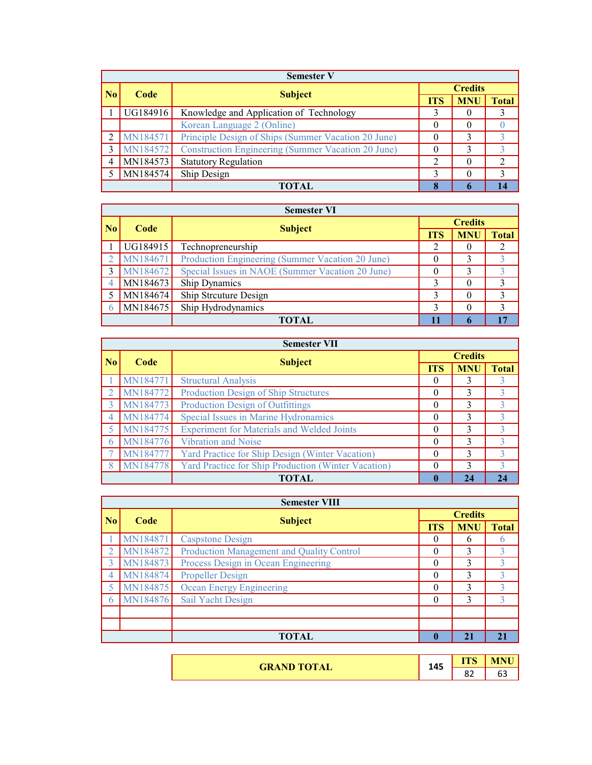| Semester V | | | | | |
|---|---|---|---|---|---|
| No | Code | Subject | Credits | | |
| | | | ITS | MNU | Total |
| 1 | UG184916 | Knowledge and Application of Technology | 3 | 0 | 3 |
| | | Korean Language 2 (Online) | 0 | 0 | 0 |
| 2 | MN184571 | Principle Design of Ships (Summer Vacation 20 June) | 0 | 3 | 3 |
| 3 | MN184572 | Construction Engineering (Summer Vacation 20 June) | 0 | 3 | 3 |
| 4 | MN184573 | Statutory Regulation | 2 | 0 | 2 |
| 5 | MN184574 | Ship Design | 3 | 0 | 3 |
| | | **TOTAL** | **8** | **6** | **14** |

| Semester VI | | | | | |
|---|---|---|---|---|---|
| No | Code | Subject | Credits | | |
| | | | ITS | MNU | Total |
| 1 | UG184915 | Technopreneurship | 2 | 0 | 2 |
| 2 | MN184671 | Production Engineering (Summer Vacation 20 June) | 0 | 3 | 3 |
| 3 | MN184672 | Special Issues in NAOE (Summer Vacation 20 June) | 0 | 3 | 3 |
| 4 | MN184673 | Ship Dynamics | 3 | 0 | 3 |
| 5 | MN184674 | Ship Strcuture Design | 3 | 0 | 3 |
| 6 | MN184675 | Ship Hydrodynamics | 3 | 0 | 3 |
| | | **TOTAL** | **11** | **6** | **17** |

| Semester VII | | | | | |
|---|---|---|---|---|---|
| No | Code | Subject | Credits | | |
| | | | ITS | MNU | Total |
| 1 | MN184771 | Structural Analysis | 0 | 3 | 3 |
| 2 | MN184772 | Production Design of Ship Structures | 0 | 3 | 3 |
| 3 | MN184773 | Production Design of Outfittings | 0 | 3 | 3 |
| 4 | MN184774 | Special Issues in Marine Hydronamics | 0 | 3 | 3 |
| 5 | MN184775 | Experiment for Materials and Welded Joints | 0 | 3 | 3 |
| 6 | MN184776 | Vibration and Noise | 0 | 3 | 3 |
| 7 | MN184777 | Yard Practice for Ship Design (Winter Vacation) | 0 | 3 | 3 |
| 8 | MN184778 | Yard Practice for Ship Production (Winter Vacation) | 0 | 3 | 3 |
| | | **TOTAL** | **0** | **24** | **24** |

| Semester VIII | | | | | |
|---|---|---|---|---|---|
| No | Code | Subject | Credits | | |
| | | | ITS | MNU | Total |
| 1 | MN184871 | Caspstone Design | 0 | 6 | 6 |
| 2 | MN184872 | Production Management and Quality Control | 0 | 3 | 3 |
| 3 | MN184873 | Process Design in Ocean Engineering | 0 | 3 | 3 |
| 4 | MN184874 | Propeller Design | 0 | 3 | 3 |
| 5 | MN184875 | Ocean Energy Engineering | 0 | 3 | 3 |
| 6 | MN184876 | Sail Yacht Design | 0 | 3 | 3 |
| | | | | | |
| | | | | | |
| | | **TOTAL** | **0** | **21** | **21** |

| | | | |
|---|---|---|---|
| **GRAND TOTAL** | **145** | **ITS** | **MNU** |
| | | 82 | 63 |